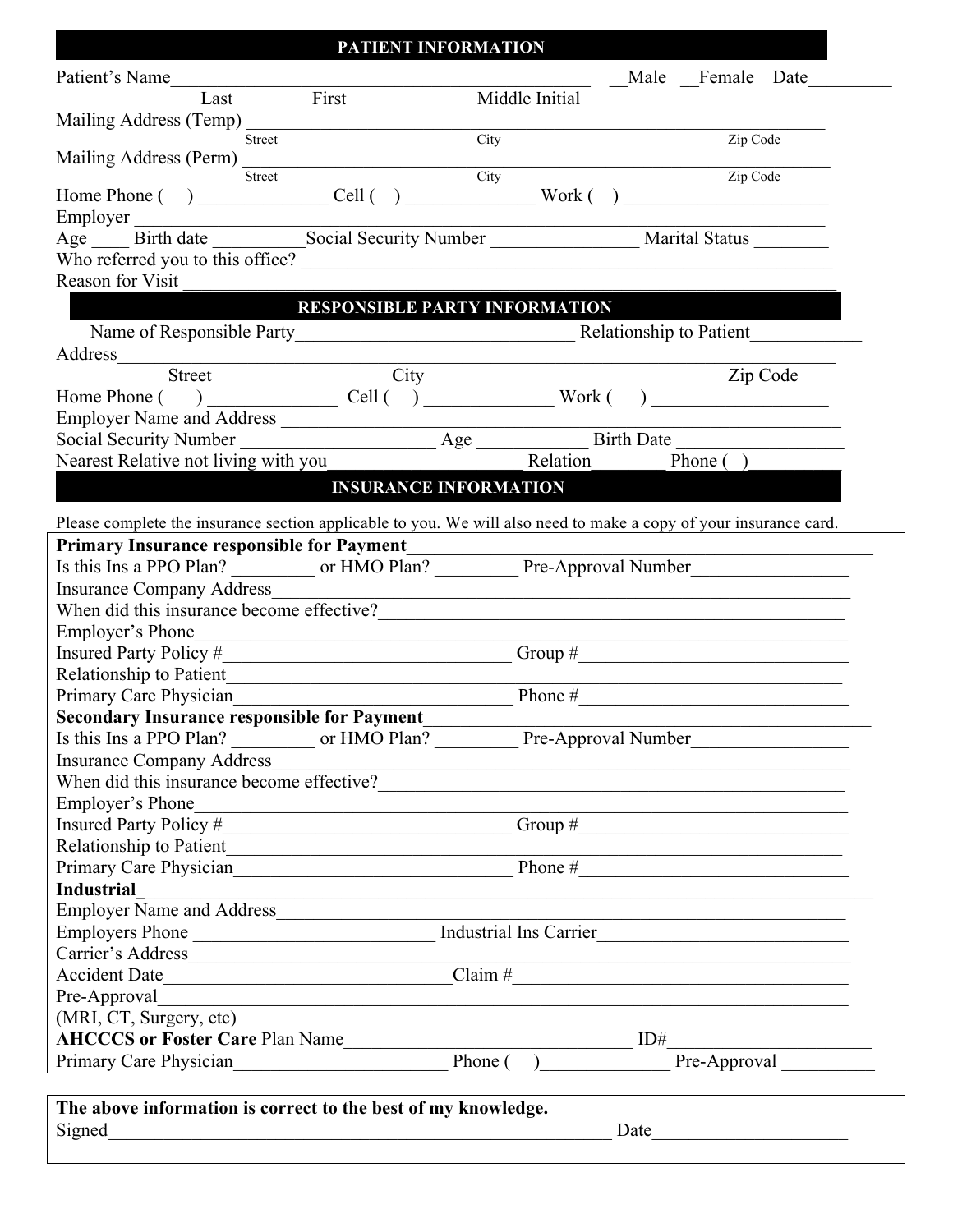## PATIENT INFORMATION

Patient's Name_______________________________________________ __Male __Female Date_________

Last First Middle Initial

Mailing Address (Temp) ____________________________________________________________

Street City Zip Code

Mailing Address (Perm) ____________________________________________________________

Street City Zip Code

Home Phone ( ) _____________ Cell ( ) _____________ Work ( ) _____________________

Employer ______________________________________________________________________

Age ____ Birth date _________Social Security Number _______________ Marital Status ________

Who referred you to this office? _________________________________________________________

Reason for Visit ___________________________________________________________________

## RESPONSIBLE PARTY INFORMATION

Name of Responsible Party______________________________ Relationship to Patient___________

Address_________________________________________________________________________

Street City Zip Code

Home Phone ( ) _____________ Cell ( ) _____________ Work ( ) ___________________

Employer Name and Address ________________________________________________________

Social Security Number ____________________ Age ___________ Birth Date __________________

Nearest Relative not living with you____________________ Relation________ Phone ( )__________

## INSURANCE INFORMATION

Please complete the insurance section applicable to you. We will also need to make a copy of your insurance card.

**Primary Insurance responsible for Payment**_________________________________________________

Is this Ins a PPO Plan? _________ or HMO Plan? _________ Pre-Approval Number_________________

Insurance Company Address__________________________________________________________

When did this insurance become effective?________________________________________________

Employer's Phone___________________________________________________________________

Insured Party Policy #_______________________________ Group #_____________________________

Relationship to Patient______________________________________________________________

Primary Care Physician______________________________ Phone #_____________________________

**Secondary Insurance responsible for Payment**_______________________________________________

Is this Ins a PPO Plan? _________ or HMO Plan? _________ Pre-Approval Number_________________

Insurance Company Address__________________________________________________________

When did this insurance become effective?________________________________________________

Employer's Phone___________________________________________________________________

Insured Party Policy #_______________________________ Group #_____________________________

Relationship to Patient______________________________________________________________

Primary Care Physician______________________________ Phone #_____________________________

**Industrial**_______________________________________________________________________

Employer Name and Address__________________________________________________________

Employers Phone _________________________ Industrial Ins Carrier__________________________

Carrier's Address___________________________________________________________________

Accident Date_____________________________Claim #____________________________________

Pre-Approval_______________________________________________________________________

(MRI, CT, Surgery, etc)

**AHCCCS or Foster Care** Plan Name________________________________ ID#_____________________

Primary Care Physician_______________________ Phone ( )_____________ Pre-Approval __________

**The above information is correct to the best of my knowledge.**

Signed_________________________________________________________ Date____________________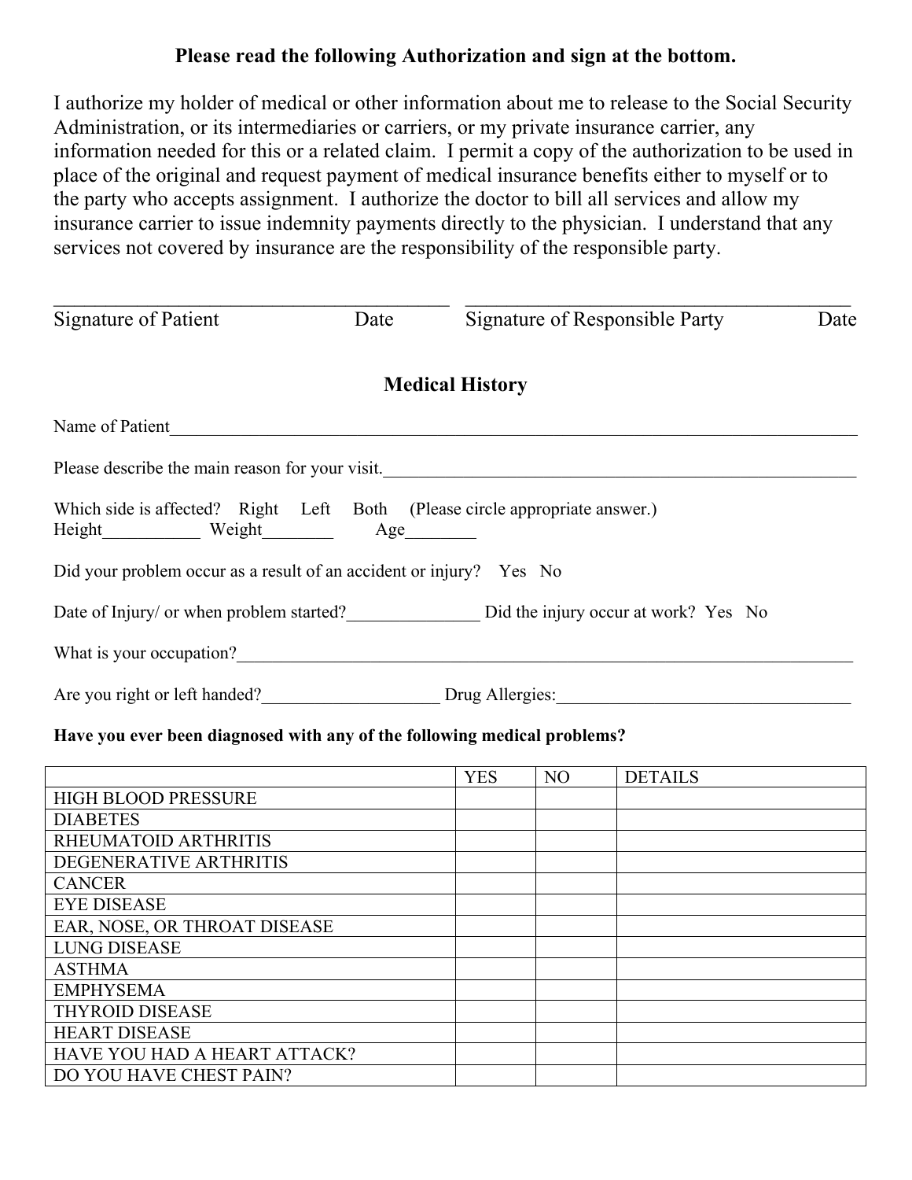**Please read the following Authorization and sign at the bottom.**

I authorize my holder of medical or other information about me to release to the Social Security Administration, or its intermediaries or carriers, or my private insurance carrier, any information needed for this or a related claim. I permit a copy of the authorization to be used in place of the original and request payment of medical insurance benefits either to myself or to the party who accepts assignment. I authorize the doctor to bill all services and allow my insurance carrier to issue indemnity payments directly to the physician. I understand that any services not covered by insurance are the responsibility of the responsible party.

_________________________________________ _________________________________________

Signature of Patient Date Signature of Responsible Party Date

## Medical History

Name of Patient_________________________________________________________________________

Please describe the main reason for your visit.____________________________________________

Which side is affected? Right Left Both (Please circle appropriate answer.)

Height___________ Weight________ Age________

Did your problem occur as a result of an accident or injury? Yes No

Date of Injury/ or when problem started?_______________ Did the injury occur at work? Yes No

What is your occupation?_____________________________________________________________

Are you right or left handed?____________________ Drug Allergies:_________________________________

**Have you ever been diagnosed with any of the following medical problems?**

| | YES | NO | DETAILS |
|---|---|---|---|
| HIGH BLOOD PRESSURE | | | |
| DIABETES | | | |
| RHEUMATOID ARTHRITIS | | | |
| DEGENERATIVE ARTHRITIS | | | |
| CANCER | | | |
| EYE DISEASE | | | |
| EAR, NOSE, OR THROAT DISEASE | | | |
| LUNG DISEASE | | | |
| ASTHMA | | | |
| EMPHYSEMA | | | |
| THYROID DISEASE | | | |
| HEART DISEASE | | | |
| HAVE YOU HAD A HEART ATTACK? | | | |
| DO YOU HAVE CHEST PAIN? | | | |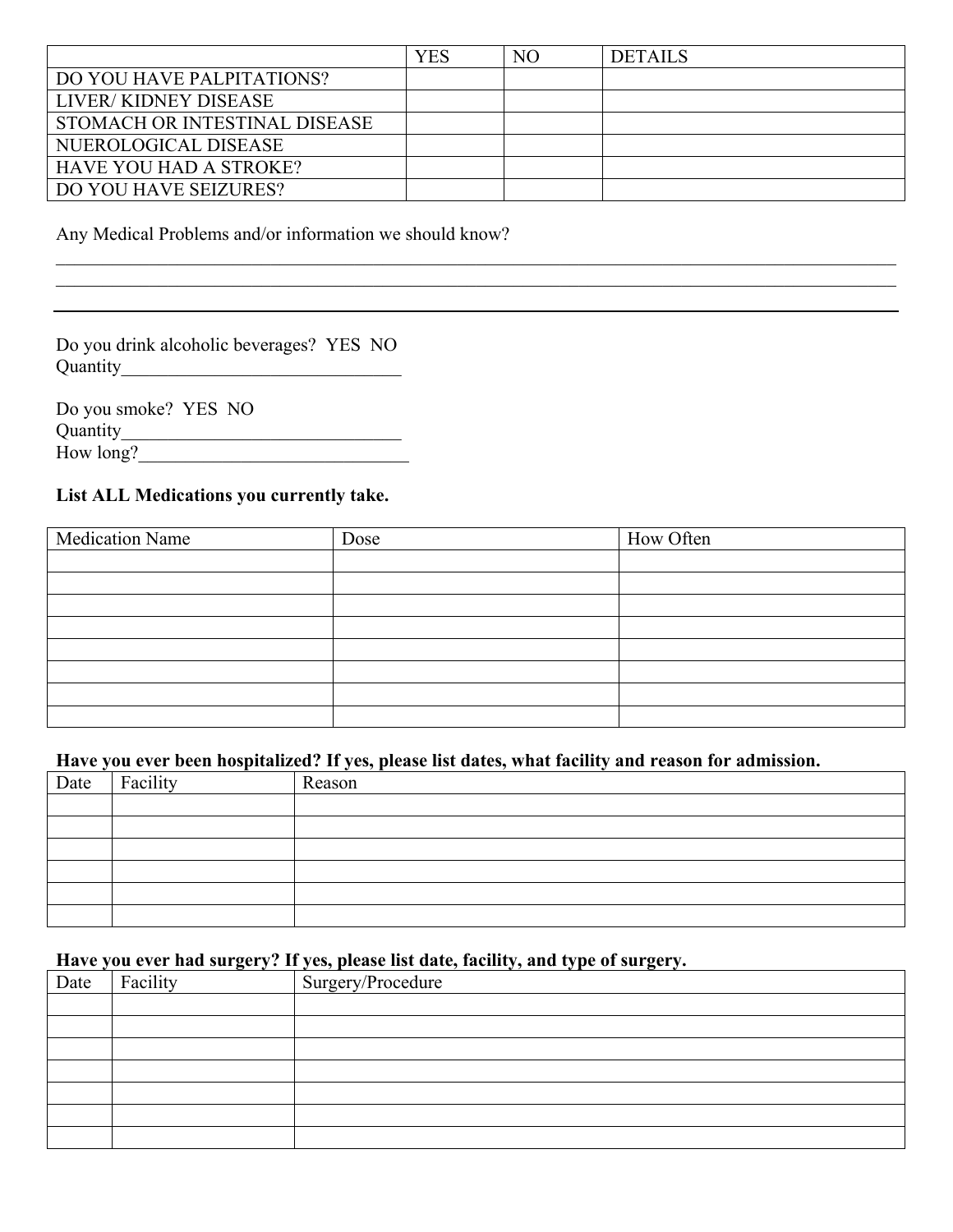| | YES | NO | DETAILS |
|---|---|---|---|
| DO YOU HAVE PALPITATIONS? | | | |
| LIVER/ KIDNEY DISEASE | | | |
| STOMACH OR INTESTINAL DISEASE | | | |
| NUEROLOGICAL DISEASE | | | |
| HAVE YOU HAD A STROKE? | | | |
| DO YOU HAVE SEIZURES? | | | |

Any Medical Problems and/or information we should know?

_______________________________________________________________________________________________

_______________________________________________________________________________________________

_______________________________________________________________________________________________

Do you drink alcoholic beverages? YES NO
Quantity_______________________________

Do you smoke? YES NO
Quantity_______________________________
How long?______________________________

**List ALL Medications you currently take.**

| Medication Name | Dose | How Often |
|---|---|---|
| | | |
| | | |
| | | |
| | | |
| | | |
| | | |
| | | |
| | | |

**Have you ever been hospitalized? If yes, please list dates, what facility and reason for admission.**

| Date | Facility | Reason |
|---|---|---|
| | | |
| | | |
| | | |
| | | |
| | | |
| | | |

**Have you ever had surgery? If yes, please list date, facility, and type of surgery.**

| Date | Facility | Surgery/Procedure |
|---|---|---|
| | | |
| | | |
| | | |
| | | |
| | | |
| | | |
| | | |